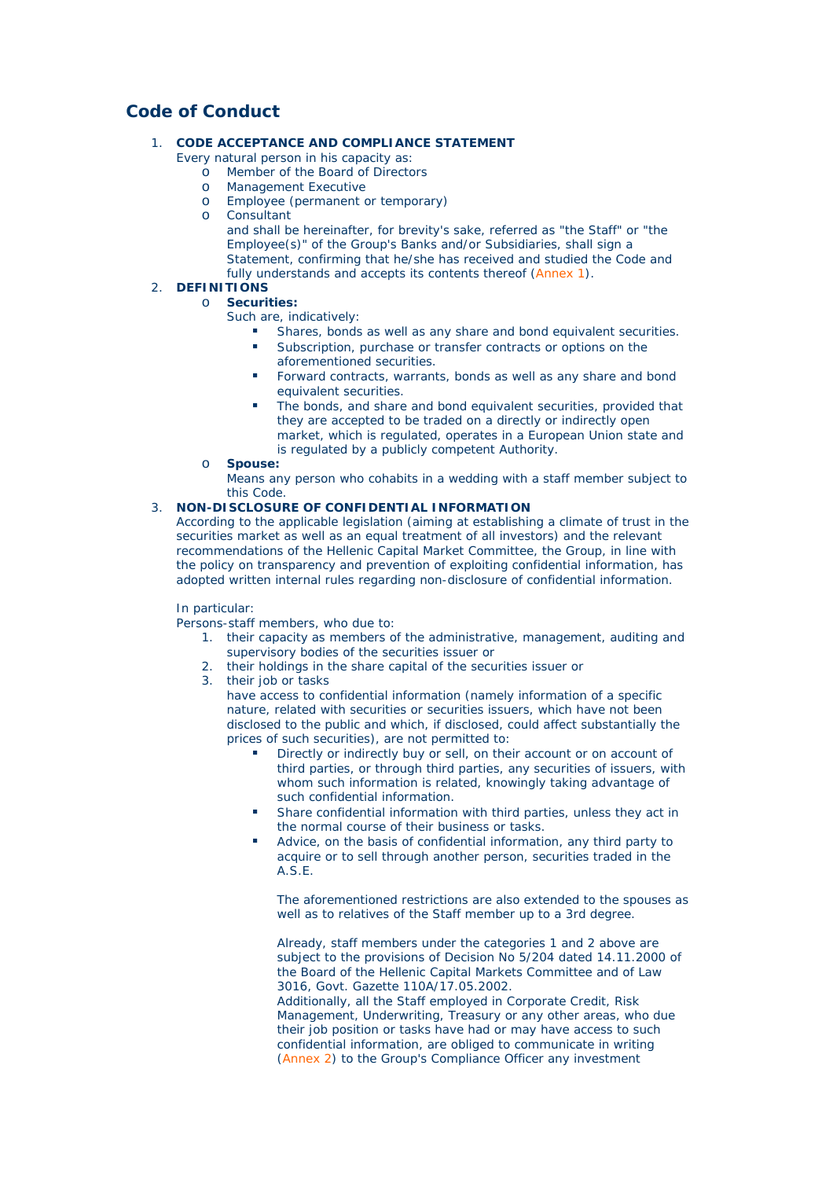# Code of Conduct

1. **CODE ACCEPTANCE AND COMPLIANCE STATEMENT**

   Every natural person in his capacity as:

   - Member of the Board of Directors
   - Management Executive
   - Employee (permanent or temporary)
   - Consultant

     and shall be hereinafter, for brevity's sake, referred as "the Staff" or "the Employee(s)" of the Group's Banks and/or Subsidiaries, shall sign a Statement, confirming that he/she has received and studied the Code and fully understands and accepts its contents thereof (Annex 1).

2. **DEFINITIONS**

   - **Securities:**

     Such are, indicatively:

     - Shares, bonds as well as any share and bond equivalent securities.
     - Subscription, purchase or transfer contracts or options on the aforementioned securities.
     - Forward contracts, warrants, bonds as well as any share and bond equivalent securities.
     - The bonds, and share and bond equivalent securities, provided that they are accepted to be traded on a directly or indirectly open market, which is regulated, operates in a European Union state and is regulated by a publicly competent Authority.

   - **Spouse:**

     Means any person who cohabits in a wedding with a staff member subject to this Code.

3. **NON-DISCLOSURE OF CONFIDENTIAL INFORMATION**

   According to the applicable legislation (aiming at establishing a climate of trust in the securities market as well as an equal treatment of all investors) and the relevant recommendations of the Hellenic Capital Market Committee, the Group, in line with the policy on transparency and prevention of exploiting confidential information, has adopted written internal rules regarding non-disclosure of confidential information.

   In particular:

   Persons-staff members, who due to:

   1. their capacity as members of the administrative, management, auditing and supervisory bodies of the securities issuer or
   2. their holdings in the share capital of the securities issuer or
   3. their job or tasks

      have access to confidential information (namely information of a specific nature, related with securities or securities issuers, which have not been disclosed to the public and which, if disclosed, could affect substantially the prices of such securities), are not permitted to:

      - Directly or indirectly buy or sell, on their account or on account of third parties, or through third parties, any securities of issuers, with whom such information is related, knowingly taking advantage of such confidential information.
      - Share confidential information with third parties, unless they act in the normal course of their business or tasks.
      - Advice, on the basis of confidential information, any third party to acquire or to sell through another person, securities traded in the A.S.E.

        The aforementioned restrictions are also extended to the spouses as well as to relatives of the Staff member up to a 3rd degree.

        Already, staff members under the categories 1 and 2 above are subject to the provisions of Decision No 5/204 dated 14.11.2000 of the Board of the Hellenic Capital Markets Committee and of Law 3016, Govt. Gazette 110A/17.05.2002.

        Additionally, all the Staff employed in Corporate Credit, Risk Management, Underwriting, Treasury or any other areas, who due their job position or tasks have had or may have access to such confidential information, are obliged to communicate in writing (Annex 2) to the Group's Compliance Officer any investment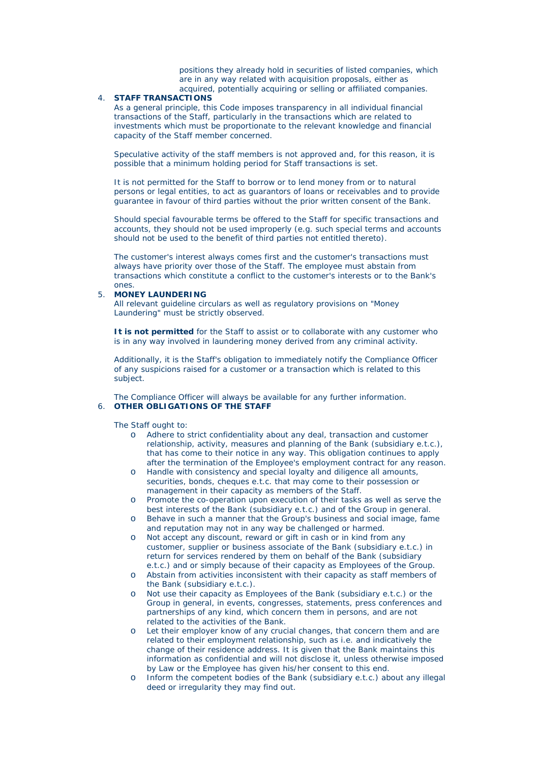positions they already hold in securities of listed companies, which are in any way related with acquisition proposals, either as acquired, potentially acquiring or selling or affiliated companies.

4. **STAFF TRANSACTIONS**

   As a general principle, this Code imposes transparency in all individual financial transactions of the Staff, particularly in the transactions which are related to investments which must be proportionate to the relevant knowledge and financial capacity of the Staff member concerned.

   Speculative activity of the staff members is not approved and, for this reason, it is possible that a minimum holding period for Staff transactions is set.

   It is not permitted for the Staff to borrow or to lend money from or to natural persons or legal entities, to act as guarantors of loans or receivables and to provide guarantee in favour of third parties without the prior written consent of the Bank.

   Should special favourable terms be offered to the Staff for specific transactions and accounts, they should not be used improperly (e.g. such special terms and accounts should not be used to the benefit of third parties not entitled thereto).

   The customer's interest always comes first and the customer's transactions must always have priority over those of the Staff. The employee must abstain from transactions which constitute a conflict to the customer's interests or to the Bank's ones.

5. **MONEY LAUNDERING**

   All relevant guideline circulars as well as regulatory provisions on "Money Laundering" must be strictly observed.

   **It is not permitted** for the Staff to assist or to collaborate with any customer who is in any way involved in laundering money derived from any criminal activity.

   Additionally, it is the Staff's obligation to immediately notify the Compliance Officer of any suspicions raised for a customer or a transaction which is related to this subject.

   The Compliance Officer will always be available for any further information.

6. **OTHER OBLIGATIONS OF THE STAFF**

   The Staff ought to:

   - Adhere to strict confidentiality about any deal, transaction and customer relationship, activity, measures and planning of the Bank (subsidiary e.t.c.), that has come to their notice in any way. This obligation continues to apply after the termination of the Employee's employment contract for any reason.
   - Handle with consistency and special loyalty and diligence all amounts, securities, bonds, cheques e.t.c. that may come to their possession or management in their capacity as members of the Staff.
   - Promote the co-operation upon execution of their tasks as well as serve the best interests of the Bank (subsidiary e.t.c.) and of the Group in general.
   - Behave in such a manner that the Group's business and social image, fame and reputation may not in any way be challenged or harmed.
   - Not accept any discount, reward or gift in cash or in kind from any customer, supplier or business associate of the Bank (subsidiary e.t.c.) in return for services rendered by them on behalf of the Bank (subsidiary e.t.c.) and or simply because of their capacity as Employees of the Group.
   - Abstain from activities inconsistent with their capacity as staff members of the Bank (subsidiary e.t.c.).
   - Not use their capacity as Employees of the Bank (subsidiary e.t.c.) or the Group in general, in events, congresses, statements, press conferences and partnerships of any kind, which concern them in persons, and are not related to the activities of the Bank.
   - Let their employer know of any crucial changes, that concern them and are related to their employment relationship, such as i.e. and indicatively the change of their residence address. It is given that the Bank maintains this information as confidential and will not disclose it, unless otherwise imposed by Law or the Employee has given his/her consent to this end.
   - Inform the competent bodies of the Bank (subsidiary e.t.c.) about any illegal deed or irregularity they may find out.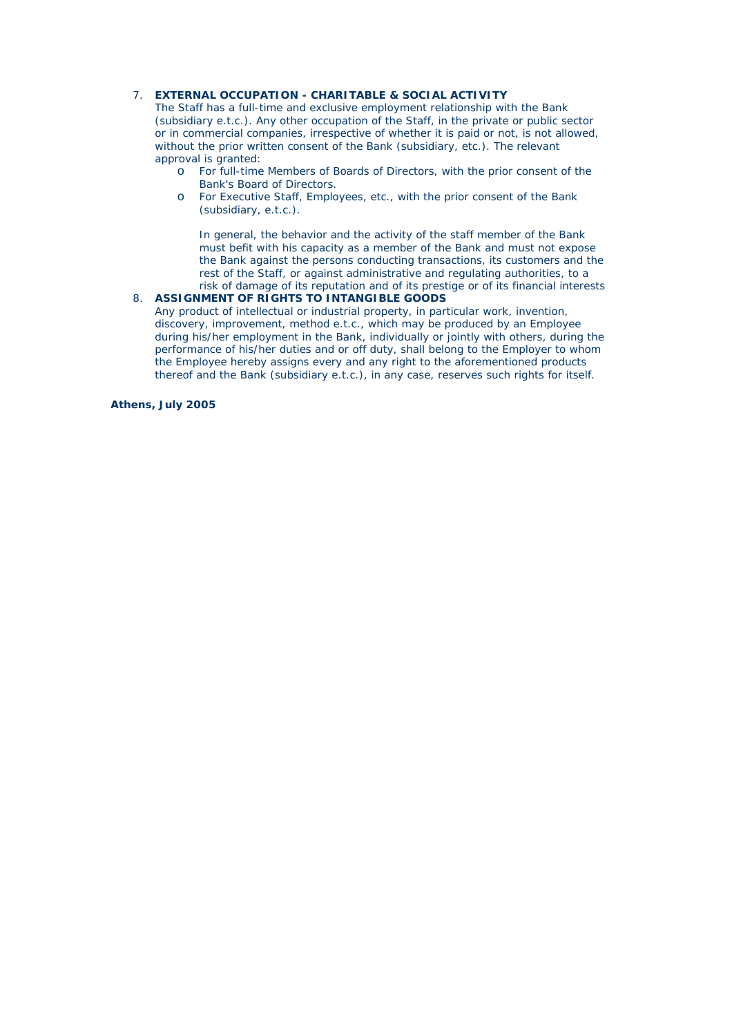7. **EXTERNAL OCCUPATION - CHARITABLE & SOCIAL ACTIVITY**
   The Staff has a full-time and exclusive employment relationship with the Bank (subsidiary e.t.c.). Any other occupation of the Staff, in the private or public sector or in commercial companies, irrespective of whether it is paid or not, is not allowed, without the prior written consent of the Bank (subsidiary, etc.). The relevant approval is granted:
   - For full-time Members of Boards of Directors, with the prior consent of the Bank's Board of Directors.
   - For Executive Staff, Employees, etc., with the prior consent of the Bank (subsidiary, e.t.c.).

     In general, the behavior and the activity of the staff member of the Bank must befit with his capacity as a member of the Bank and must not expose the Bank against the persons conducting transactions, its customers and the rest of the Staff, or against administrative and regulating authorities, to a risk of damage of its reputation and of its prestige or of its financial interests
8. **ASSIGNMENT OF RIGHTS TO INTANGIBLE GOODS**
   Any product of intellectual or industrial property, in particular work, invention, discovery, improvement, method e.t.c., which may be produced by an Employee during his/her employment in the Bank, individually or jointly with others, during the performance of his/her duties and or off duty, shall belong to the Employer to whom the Employee hereby assigns every and any right to the aforementioned products thereof and the Bank (subsidiary e.t.c.), in any case, reserves such rights for itself.

**Athens, July 2005**